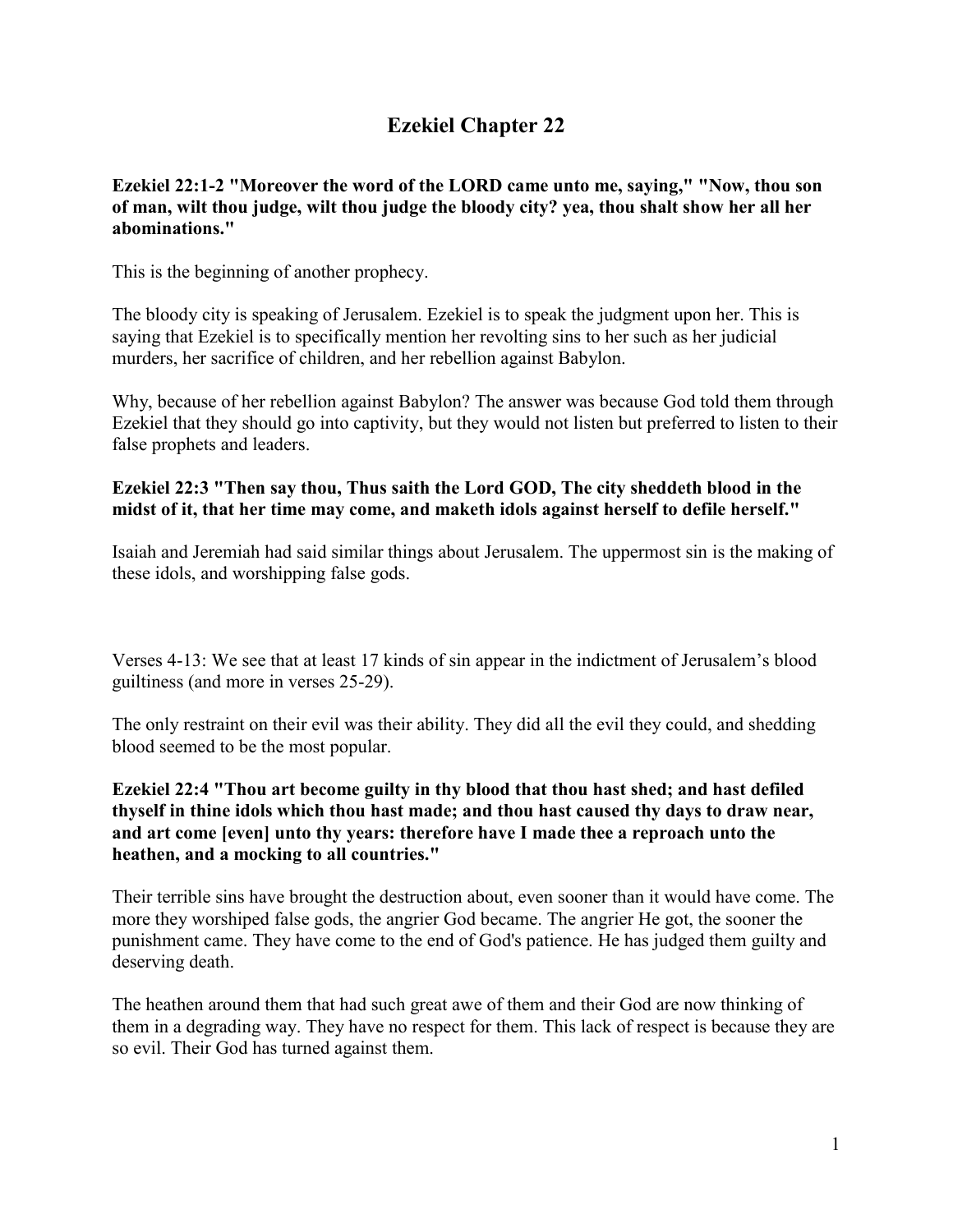# Ezekiel Chapter 22

**Ezekiel 22:1-2 "Moreover the word of the LORD came unto me, saying," "Now, thou son of man, wilt thou judge, wilt thou judge the bloody city? yea, thou shalt show her all her abominations."**

This is the beginning of another prophecy.

The bloody city is speaking of Jerusalem. Ezekiel is to speak the judgment upon her. This is saying that Ezekiel is to specifically mention her revolting sins to her such as her judicial murders, her sacrifice of children, and her rebellion against Babylon.

Why, because of her rebellion against Babylon? The answer was because God told them through Ezekiel that they should go into captivity, but they would not listen but preferred to listen to their false prophets and leaders.

**Ezekiel 22:3 "Then say thou, Thus saith the Lord GOD, The city sheddeth blood in the midst of it, that her time may come, and maketh idols against herself to defile herself."**

Isaiah and Jeremiah had said similar things about Jerusalem. The uppermost sin is the making of these idols, and worshipping false gods.

Verses 4-13: We see that at least 17 kinds of sin appear in the indictment of Jerusalem's blood guiltiness (and more in verses 25-29).

The only restraint on their evil was their ability. They did all the evil they could, and shedding blood seemed to be the most popular.

**Ezekiel 22:4 "Thou art become guilty in thy blood that thou hast shed; and hast defiled thyself in thine idols which thou hast made; and thou hast caused thy days to draw near, and art come [even] unto thy years: therefore have I made thee a reproach unto the heathen, and a mocking to all countries."**

Their terrible sins have brought the destruction about, even sooner than it would have come. The more they worshiped false gods, the angrier God became. The angrier He got, the sooner the punishment came. They have come to the end of God's patience. He has judged them guilty and deserving death.

The heathen around them that had such great awe of them and their God are now thinking of them in a degrading way. They have no respect for them. This lack of respect is because they are so evil. Their God has turned against them.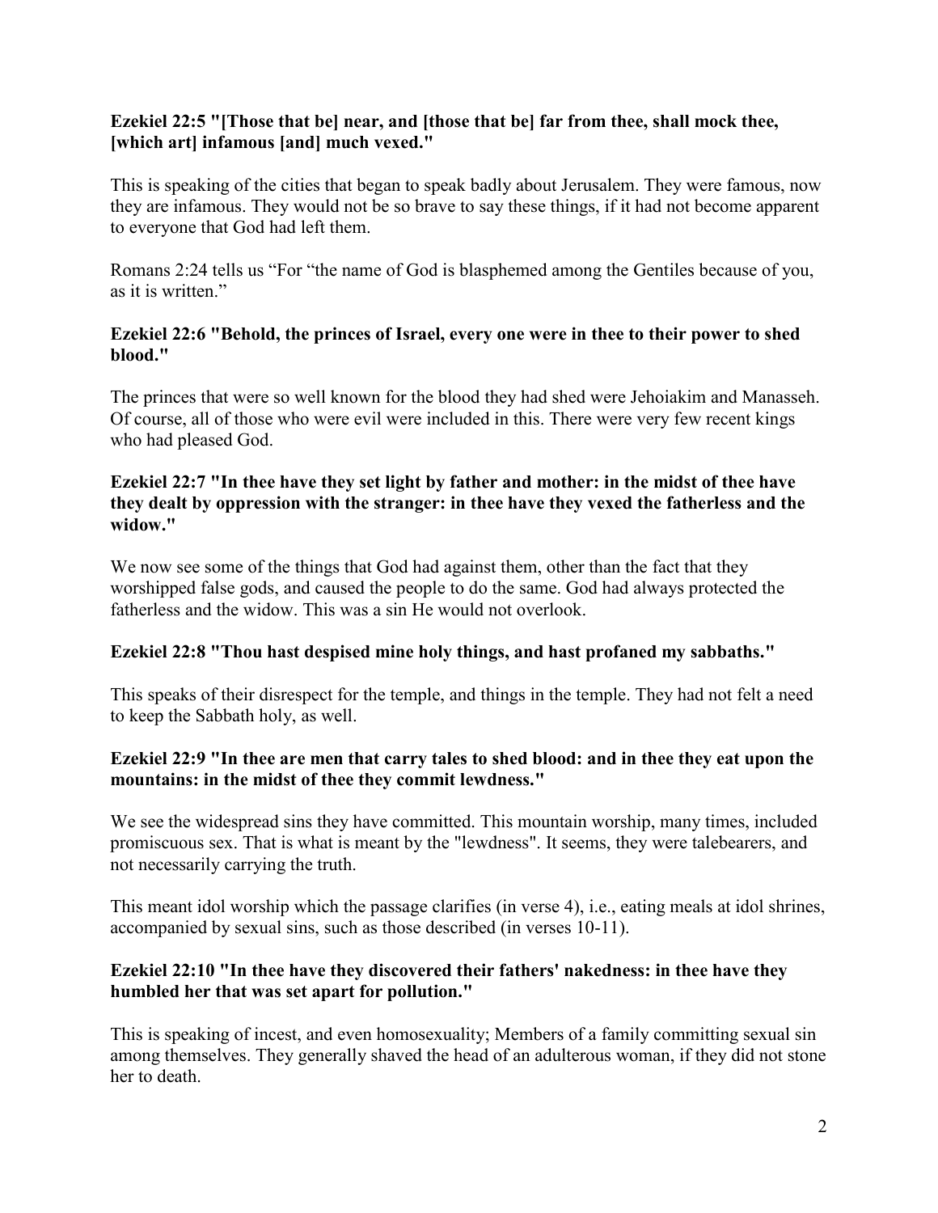**Ezekiel 22:5 "[Those that be] near, and [those that be] far from thee, shall mock thee, [which art] infamous [and] much vexed."**

This is speaking of the cities that began to speak badly about Jerusalem. They were famous, now they are infamous. They would not be so brave to say these things, if it had not become apparent to everyone that God had left them.

Romans 2:24 tells us "For "the name of God is blasphemed among the Gentiles because of you, as it is written."

**Ezekiel 22:6 "Behold, the princes of Israel, every one were in thee to their power to shed blood."**

The princes that were so well known for the blood they had shed were Jehoiakim and Manasseh. Of course, all of those who were evil were included in this. There were very few recent kings who had pleased God.

**Ezekiel 22:7 "In thee have they set light by father and mother: in the midst of thee have they dealt by oppression with the stranger: in thee have they vexed the fatherless and the widow."**

We now see some of the things that God had against them, other than the fact that they worshipped false gods, and caused the people to do the same. God had always protected the fatherless and the widow. This was a sin He would not overlook.

**Ezekiel 22:8 "Thou hast despised mine holy things, and hast profaned my sabbaths."**

This speaks of their disrespect for the temple, and things in the temple. They had not felt a need to keep the Sabbath holy, as well.

**Ezekiel 22:9 "In thee are men that carry tales to shed blood: and in thee they eat upon the mountains: in the midst of thee they commit lewdness."**

We see the widespread sins they have committed. This mountain worship, many times, included promiscuous sex. That is what is meant by the "lewdness". It seems, they were talebearers, and not necessarily carrying the truth.

This meant idol worship which the passage clarifies (in verse 4), i.e., eating meals at idol shrines, accompanied by sexual sins, such as those described (in verses 10-11).

**Ezekiel 22:10 "In thee have they discovered their fathers' nakedness: in thee have they humbled her that was set apart for pollution."**

This is speaking of incest, and even homosexuality; Members of a family committing sexual sin among themselves. They generally shaved the head of an adulterous woman, if they did not stone her to death.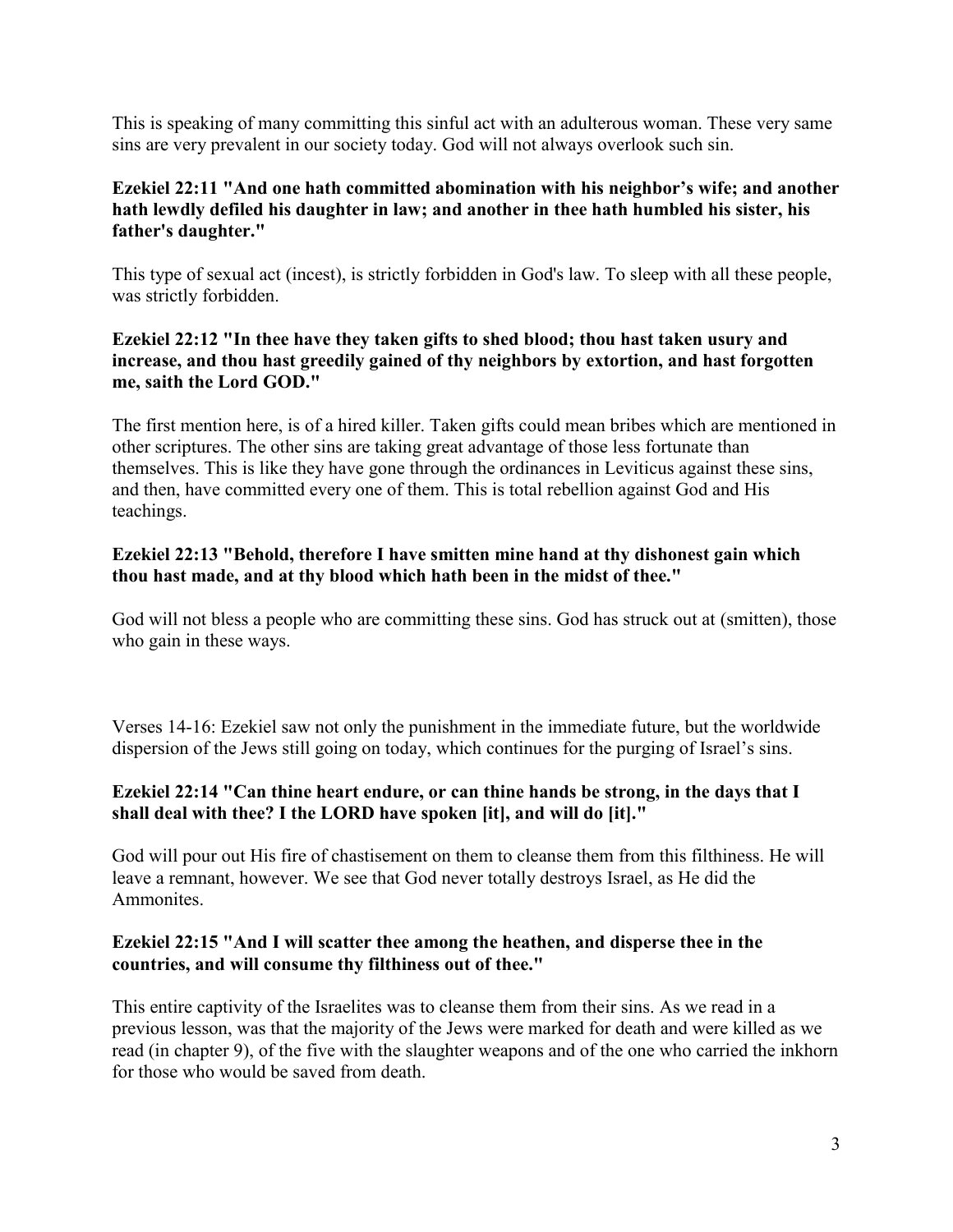This is speaking of many committing this sinful act with an adulterous woman. These very same sins are very prevalent in our society today. God will not always overlook such sin.

**Ezekiel 22:11 "And one hath committed abomination with his neighbor's wife; and another hath lewdly defiled his daughter in law; and another in thee hath humbled his sister, his father's daughter."**

This type of sexual act (incest), is strictly forbidden in God's law. To sleep with all these people, was strictly forbidden.

**Ezekiel 22:12 "In thee have they taken gifts to shed blood; thou hast taken usury and increase, and thou hast greedily gained of thy neighbors by extortion, and hast forgotten me, saith the Lord GOD."**

The first mention here, is of a hired killer. Taken gifts could mean bribes which are mentioned in other scriptures. The other sins are taking great advantage of those less fortunate than themselves. This is like they have gone through the ordinances in Leviticus against these sins, and then, have committed every one of them. This is total rebellion against God and His teachings.

**Ezekiel 22:13 "Behold, therefore I have smitten mine hand at thy dishonest gain which thou hast made, and at thy blood which hath been in the midst of thee."**

God will not bless a people who are committing these sins. God has struck out at (smitten), those who gain in these ways.

Verses 14-16: Ezekiel saw not only the punishment in the immediate future, but the worldwide dispersion of the Jews still going on today, which continues for the purging of Israel's sins.

**Ezekiel 22:14 "Can thine heart endure, or can thine hands be strong, in the days that I shall deal with thee? I the LORD have spoken [it], and will do [it]."**

God will pour out His fire of chastisement on them to cleanse them from this filthiness. He will leave a remnant, however. We see that God never totally destroys Israel, as He did the Ammonites.

**Ezekiel 22:15 "And I will scatter thee among the heathen, and disperse thee in the countries, and will consume thy filthiness out of thee."**

This entire captivity of the Israelites was to cleanse them from their sins. As we read in a previous lesson, was that the majority of the Jews were marked for death and were killed as we read (in chapter 9), of the five with the slaughter weapons and of the one who carried the inkhorn for those who would be saved from death.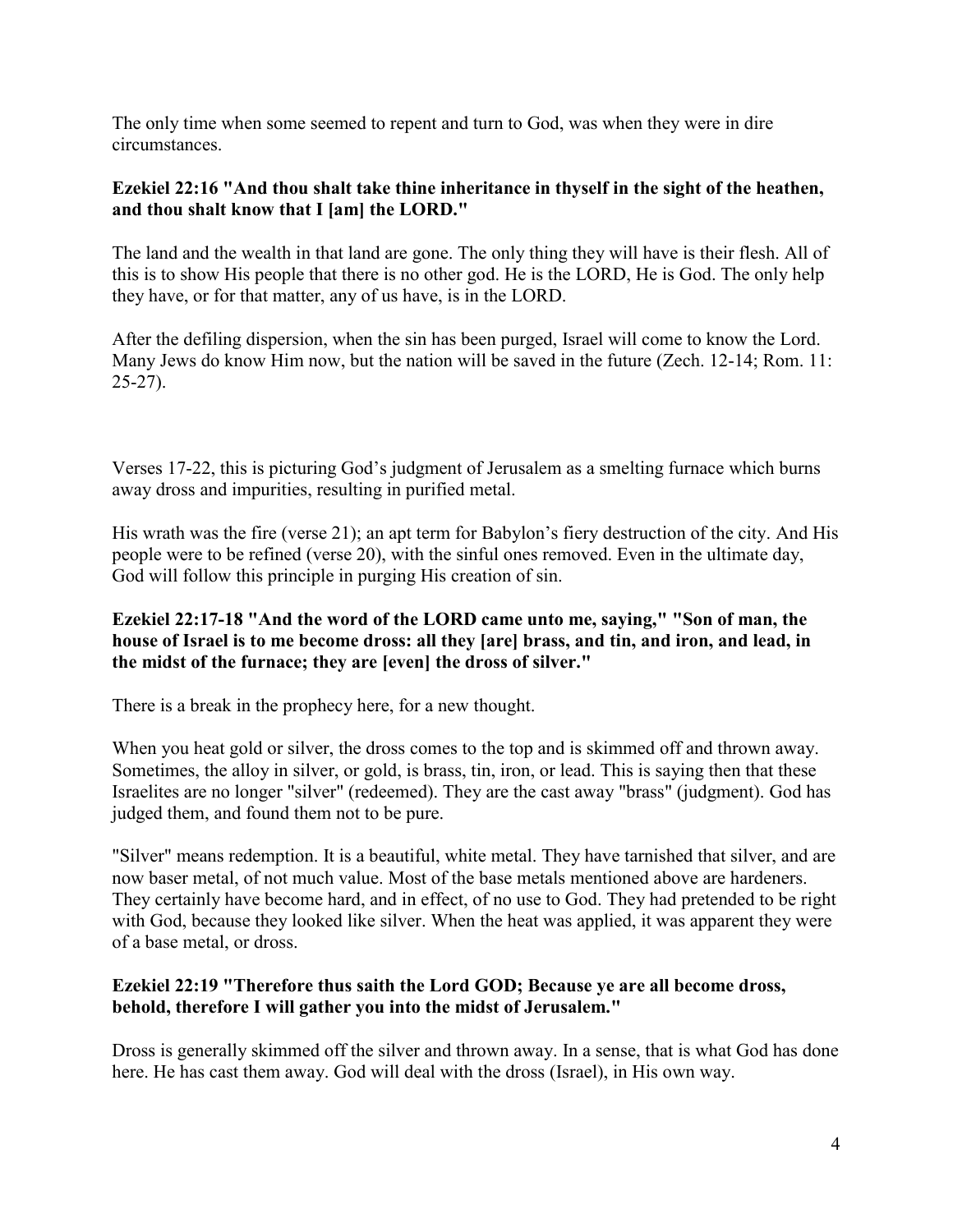The only time when some seemed to repent and turn to God, was when they were in dire circumstances.

**Ezekiel 22:16 "And thou shalt take thine inheritance in thyself in the sight of the heathen, and thou shalt know that I [am] the LORD."**

The land and the wealth in that land are gone. The only thing they will have is their flesh. All of this is to show His people that there is no other god. He is the LORD, He is God. The only help they have, or for that matter, any of us have, is in the LORD.

After the defiling dispersion, when the sin has been purged, Israel will come to know the Lord. Many Jews do know Him now, but the nation will be saved in the future (Zech. 12-14; Rom. 11: 25-27).

Verses 17-22, this is picturing God's judgment of Jerusalem as a smelting furnace which burns away dross and impurities, resulting in purified metal.

His wrath was the fire (verse 21); an apt term for Babylon's fiery destruction of the city. And His people were to be refined (verse 20), with the sinful ones removed. Even in the ultimate day, God will follow this principle in purging His creation of sin.

**Ezekiel 22:17-18 "And the word of the LORD came unto me, saying," "Son of man, the house of Israel is to me become dross: all they [are] brass, and tin, and iron, and lead, in the midst of the furnace; they are [even] the dross of silver."**

There is a break in the prophecy here, for a new thought.

When you heat gold or silver, the dross comes to the top and is skimmed off and thrown away. Sometimes, the alloy in silver, or gold, is brass, tin, iron, or lead. This is saying then that these Israelites are no longer "silver" (redeemed). They are the cast away "brass" (judgment). God has judged them, and found them not to be pure.

"Silver" means redemption. It is a beautiful, white metal. They have tarnished that silver, and are now baser metal, of not much value. Most of the base metals mentioned above are hardeners. They certainly have become hard, and in effect, of no use to God. They had pretended to be right with God, because they looked like silver. When the heat was applied, it was apparent they were of a base metal, or dross.

**Ezekiel 22:19 "Therefore thus saith the Lord GOD; Because ye are all become dross, behold, therefore I will gather you into the midst of Jerusalem."**

Dross is generally skimmed off the silver and thrown away. In a sense, that is what God has done here. He has cast them away. God will deal with the dross (Israel), in His own way.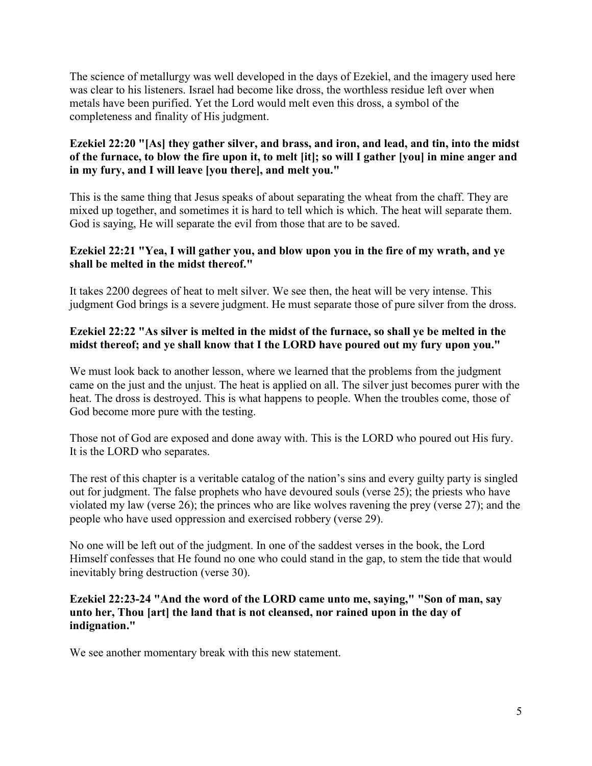The science of metallurgy was well developed in the days of Ezekiel, and the imagery used here was clear to his listeners. Israel had become like dross, the worthless residue left over when metals have been purified. Yet the Lord would melt even this dross, a symbol of the completeness and finality of His judgment.

**Ezekiel 22:20 "[As] they gather silver, and brass, and iron, and lead, and tin, into the midst of the furnace, to blow the fire upon it, to melt [it]; so will I gather [you] in mine anger and in my fury, and I will leave [you there], and melt you."**

This is the same thing that Jesus speaks of about separating the wheat from the chaff. They are mixed up together, and sometimes it is hard to tell which is which. The heat will separate them. God is saying, He will separate the evil from those that are to be saved.

**Ezekiel 22:21 "Yea, I will gather you, and blow upon you in the fire of my wrath, and ye shall be melted in the midst thereof."**

It takes 2200 degrees of heat to melt silver. We see then, the heat will be very intense. This judgment God brings is a severe judgment. He must separate those of pure silver from the dross.

**Ezekiel 22:22 "As silver is melted in the midst of the furnace, so shall ye be melted in the midst thereof; and ye shall know that I the LORD have poured out my fury upon you."**

We must look back to another lesson, where we learned that the problems from the judgment came on the just and the unjust. The heat is applied on all. The silver just becomes purer with the heat. The dross is destroyed. This is what happens to people. When the troubles come, those of God become more pure with the testing.

Those not of God are exposed and done away with. This is the LORD who poured out His fury. It is the LORD who separates.

The rest of this chapter is a veritable catalog of the nation's sins and every guilty party is singled out for judgment. The false prophets who have devoured souls (verse 25); the priests who have violated my law (verse 26); the princes who are like wolves ravening the prey (verse 27); and the people who have used oppression and exercised robbery (verse 29).

No one will be left out of the judgment. In one of the saddest verses in the book, the Lord Himself confesses that He found no one who could stand in the gap, to stem the tide that would inevitably bring destruction (verse 30).

**Ezekiel 22:23-24 "And the word of the LORD came unto me, saying," "Son of man, say unto her, Thou [art] the land that is not cleansed, nor rained upon in the day of indignation."**

We see another momentary break with this new statement.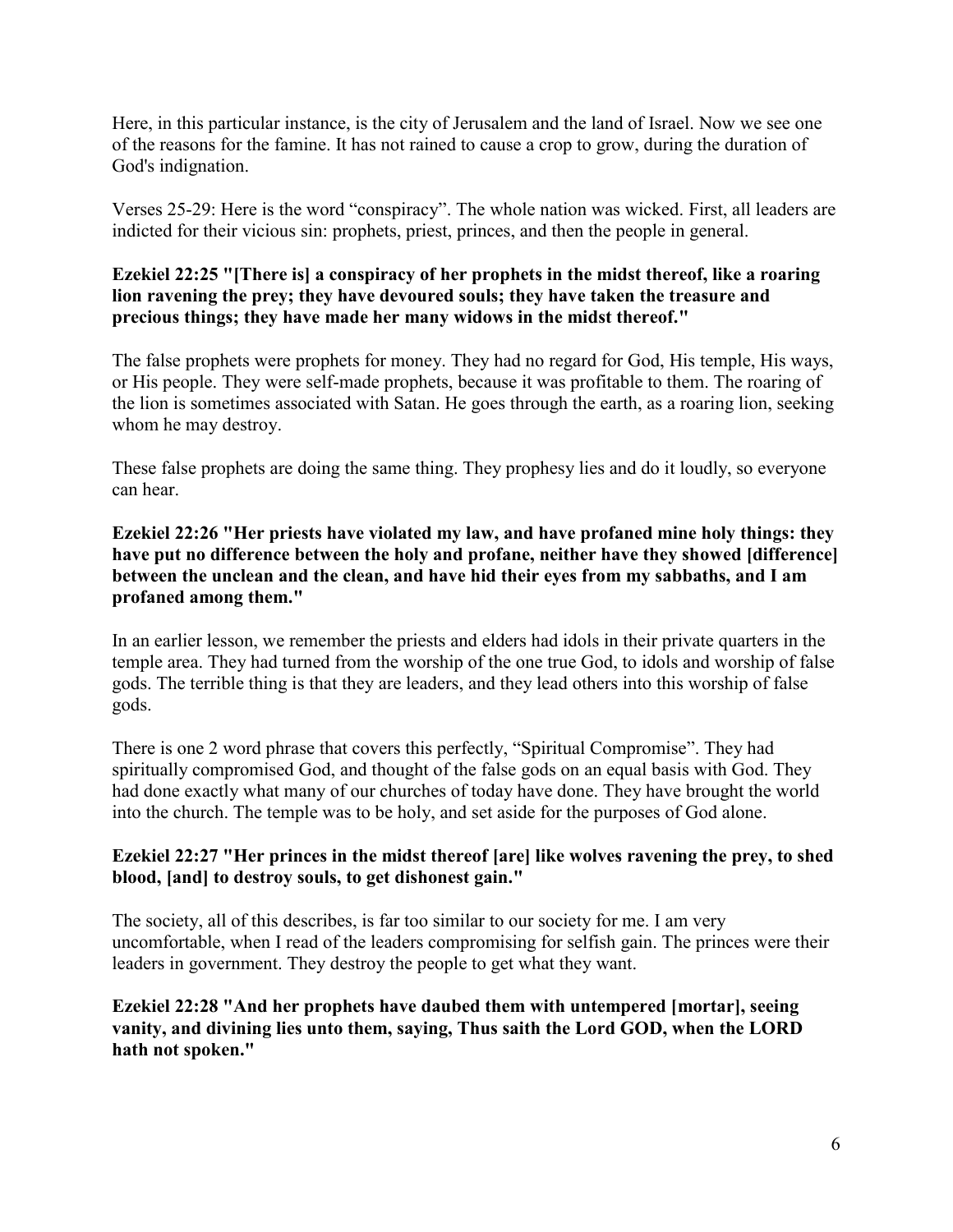Here, in this particular instance, is the city of Jerusalem and the land of Israel. Now we see one of the reasons for the famine. It has not rained to cause a crop to grow, during the duration of God's indignation.

Verses 25-29: Here is the word "conspiracy". The whole nation was wicked. First, all leaders are indicted for their vicious sin: prophets, priest, princes, and then the people in general.

**Ezekiel 22:25 "[There is] a conspiracy of her prophets in the midst thereof, like a roaring lion ravening the prey; they have devoured souls; they have taken the treasure and precious things; they have made her many widows in the midst thereof."**

The false prophets were prophets for money. They had no regard for God, His temple, His ways, or His people. They were self-made prophets, because it was profitable to them. The roaring of the lion is sometimes associated with Satan. He goes through the earth, as a roaring lion, seeking whom he may destroy.

These false prophets are doing the same thing. They prophesy lies and do it loudly, so everyone can hear.

**Ezekiel 22:26 "Her priests have violated my law, and have profaned mine holy things: they have put no difference between the holy and profane, neither have they showed [difference] between the unclean and the clean, and have hid their eyes from my sabbaths, and I am profaned among them."**

In an earlier lesson, we remember the priests and elders had idols in their private quarters in the temple area. They had turned from the worship of the one true God, to idols and worship of false gods. The terrible thing is that they are leaders, and they lead others into this worship of false gods.

There is one 2 word phrase that covers this perfectly, "Spiritual Compromise". They had spiritually compromised God, and thought of the false gods on an equal basis with God. They had done exactly what many of our churches of today have done. They have brought the world into the church. The temple was to be holy, and set aside for the purposes of God alone.

**Ezekiel 22:27 "Her princes in the midst thereof [are] like wolves ravening the prey, to shed blood, [and] to destroy souls, to get dishonest gain."**

The society, all of this describes, is far too similar to our society for me. I am very uncomfortable, when I read of the leaders compromising for selfish gain. The princes were their leaders in government. They destroy the people to get what they want.

**Ezekiel 22:28 "And her prophets have daubed them with untempered [mortar], seeing vanity, and divining lies unto them, saying, Thus saith the Lord GOD, when the LORD hath not spoken."**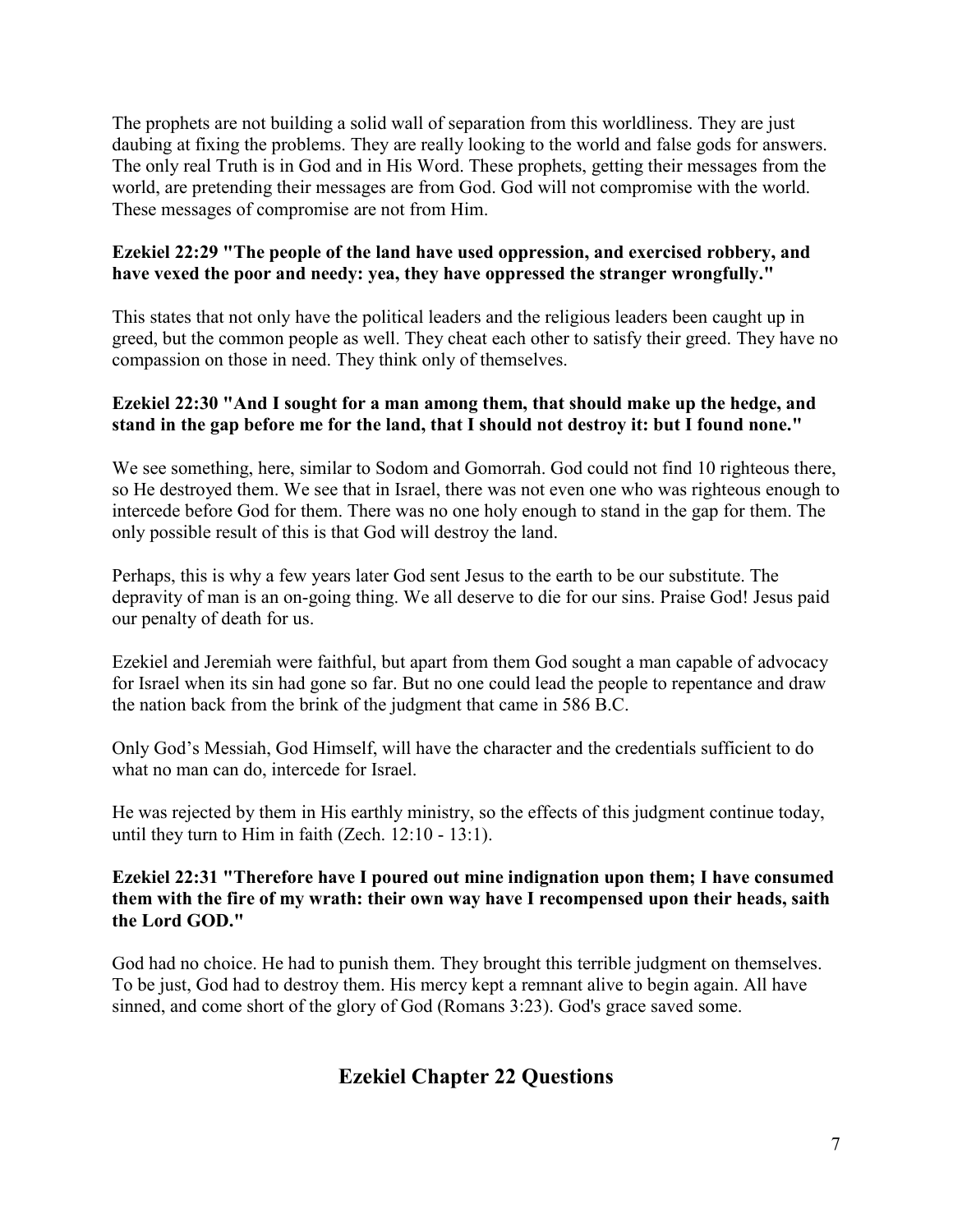The prophets are not building a solid wall of separation from this worldliness. They are just daubing at fixing the problems. They are really looking to the world and false gods for answers. The only real Truth is in God and in His Word. These prophets, getting their messages from the world, are pretending their messages are from God. God will not compromise with the world. These messages of compromise are not from Him.

**Ezekiel 22:29 "The people of the land have used oppression, and exercised robbery, and have vexed the poor and needy: yea, they have oppressed the stranger wrongfully."**

This states that not only have the political leaders and the religious leaders been caught up in greed, but the common people as well. They cheat each other to satisfy their greed. They have no compassion on those in need. They think only of themselves.

**Ezekiel 22:30 "And I sought for a man among them, that should make up the hedge, and stand in the gap before me for the land, that I should not destroy it: but I found none."**

We see something, here, similar to Sodom and Gomorrah. God could not find 10 righteous there, so He destroyed them. We see that in Israel, there was not even one who was righteous enough to intercede before God for them. There was no one holy enough to stand in the gap for them. The only possible result of this is that God will destroy the land.

Perhaps, this is why a few years later God sent Jesus to the earth to be our substitute. The depravity of man is an on-going thing. We all deserve to die for our sins. Praise God! Jesus paid our penalty of death for us.

Ezekiel and Jeremiah were faithful, but apart from them God sought a man capable of advocacy for Israel when its sin had gone so far. But no one could lead the people to repentance and draw the nation back from the brink of the judgment that came in 586 B.C.

Only God's Messiah, God Himself, will have the character and the credentials sufficient to do what no man can do, intercede for Israel.

He was rejected by them in His earthly ministry, so the effects of this judgment continue today, until they turn to Him in faith (Zech. 12:10 - 13:1).

**Ezekiel 22:31 "Therefore have I poured out mine indignation upon them; I have consumed them with the fire of my wrath: their own way have I recompensed upon their heads, saith the Lord GOD."**

God had no choice. He had to punish them. They brought this terrible judgment on themselves. To be just, God had to destroy them. His mercy kept a remnant alive to begin again. All have sinned, and come short of the glory of God (Romans 3:23). God's grace saved some.

## Ezekiel Chapter 22 Questions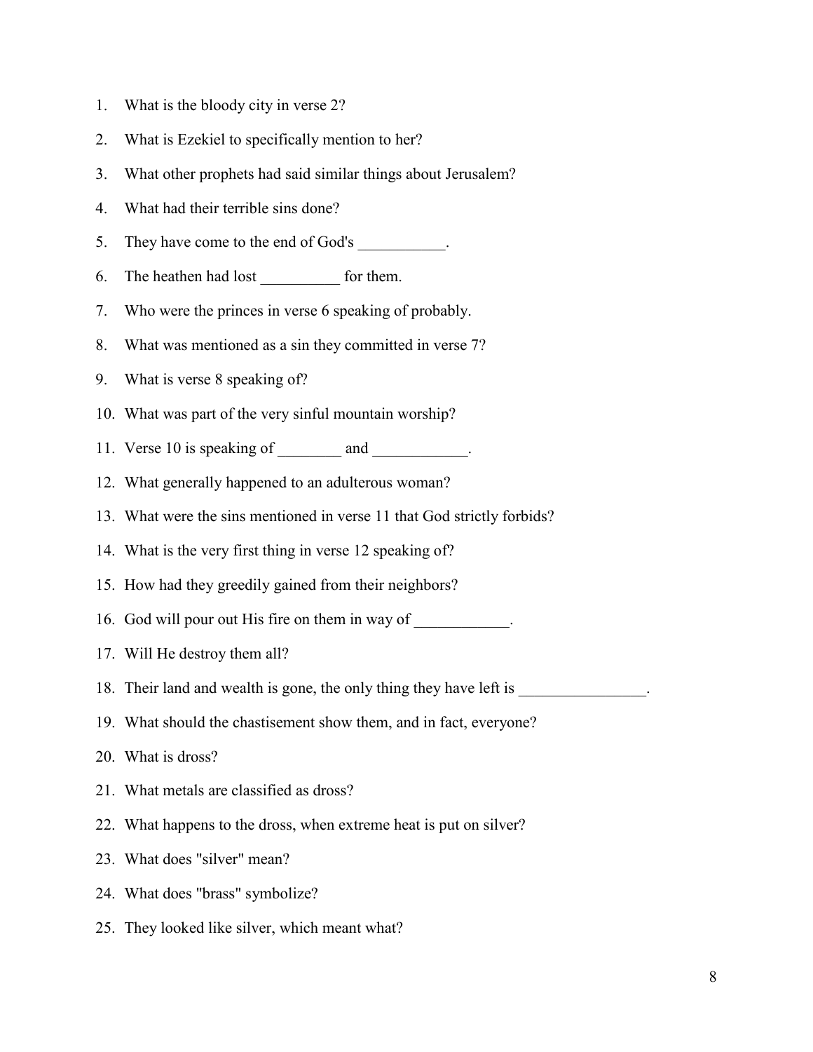1. What is the bloody city in verse 2?
2. What is Ezekiel to specifically mention to her?
3. What other prophets had said similar things about Jerusalem?
4. What had their terrible sins done?
5. They have come to the end of God's ___________.
6. The heathen had lost __________ for them.
7. Who were the princes in verse 6 speaking of probably.
8. What was mentioned as a sin they committed in verse 7?
9. What is verse 8 speaking of?
10. What was part of the very sinful mountain worship?
11. Verse 10 is speaking of ________ and ____________.
12. What generally happened to an adulterous woman?
13. What were the sins mentioned in verse 11 that God strictly forbids?
14. What is the very first thing in verse 12 speaking of?
15. How had they greedily gained from their neighbors?
16. God will pour out His fire on them in way of ____________.
17. Will He destroy them all?
18. Their land and wealth is gone, the only thing they have left is ________________.
19. What should the chastisement show them, and in fact, everyone?
20. What is dross?
21. What metals are classified as dross?
22. What happens to the dross, when extreme heat is put on silver?
23. What does "silver" mean?
24. What does "brass" symbolize?
25. They looked like silver, which meant what?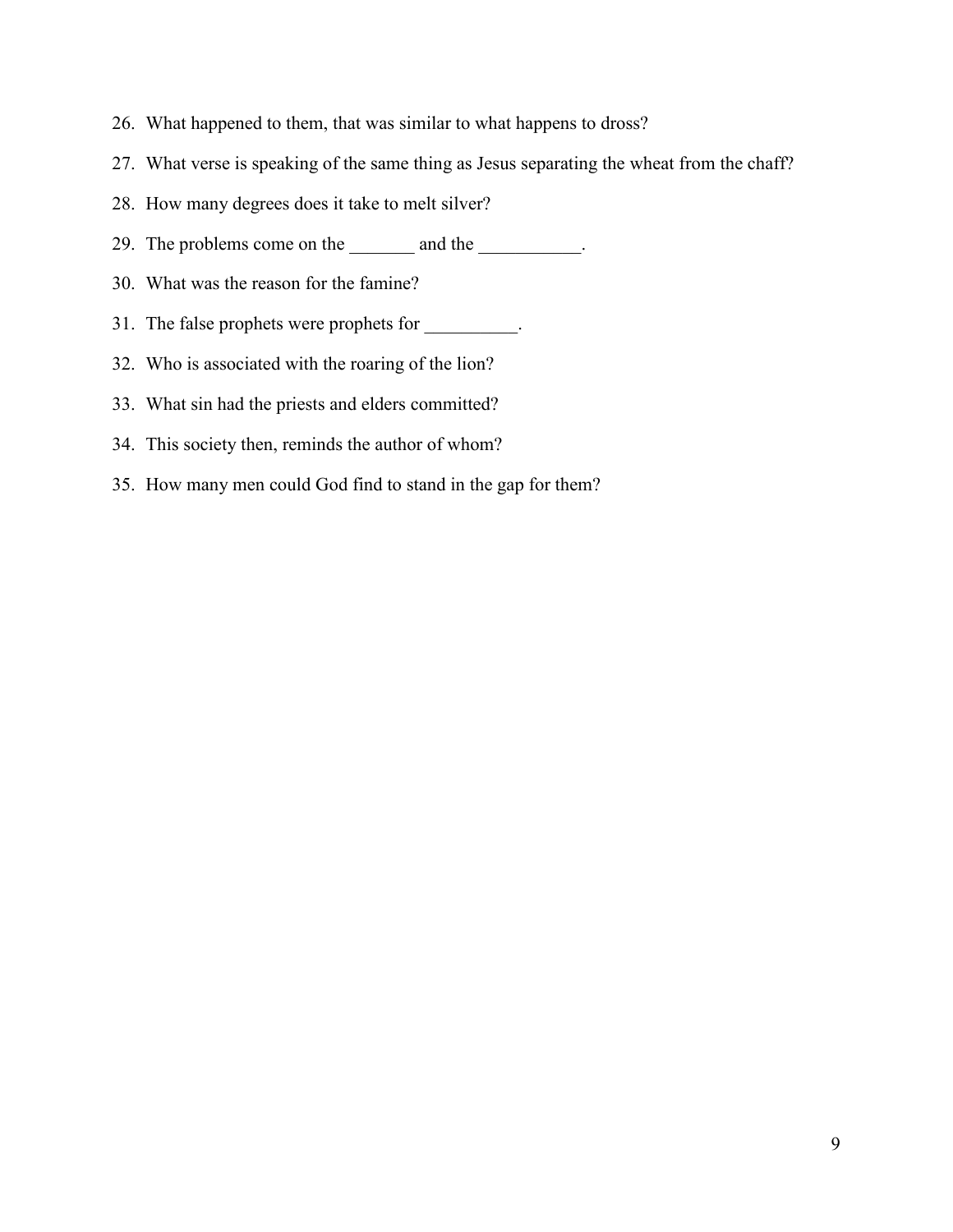26. What happened to them, that was similar to what happens to dross?
27. What verse is speaking of the same thing as Jesus separating the wheat from the chaff?
28. How many degrees does it take to melt silver?
29. The problems come on the _______ and the ___________.
30. What was the reason for the famine?
31. The false prophets were prophets for __________.
32. Who is associated with the roaring of the lion?
33. What sin had the priests and elders committed?
34. This society then, reminds the author of whom?
35. How many men could God find to stand in the gap for them?